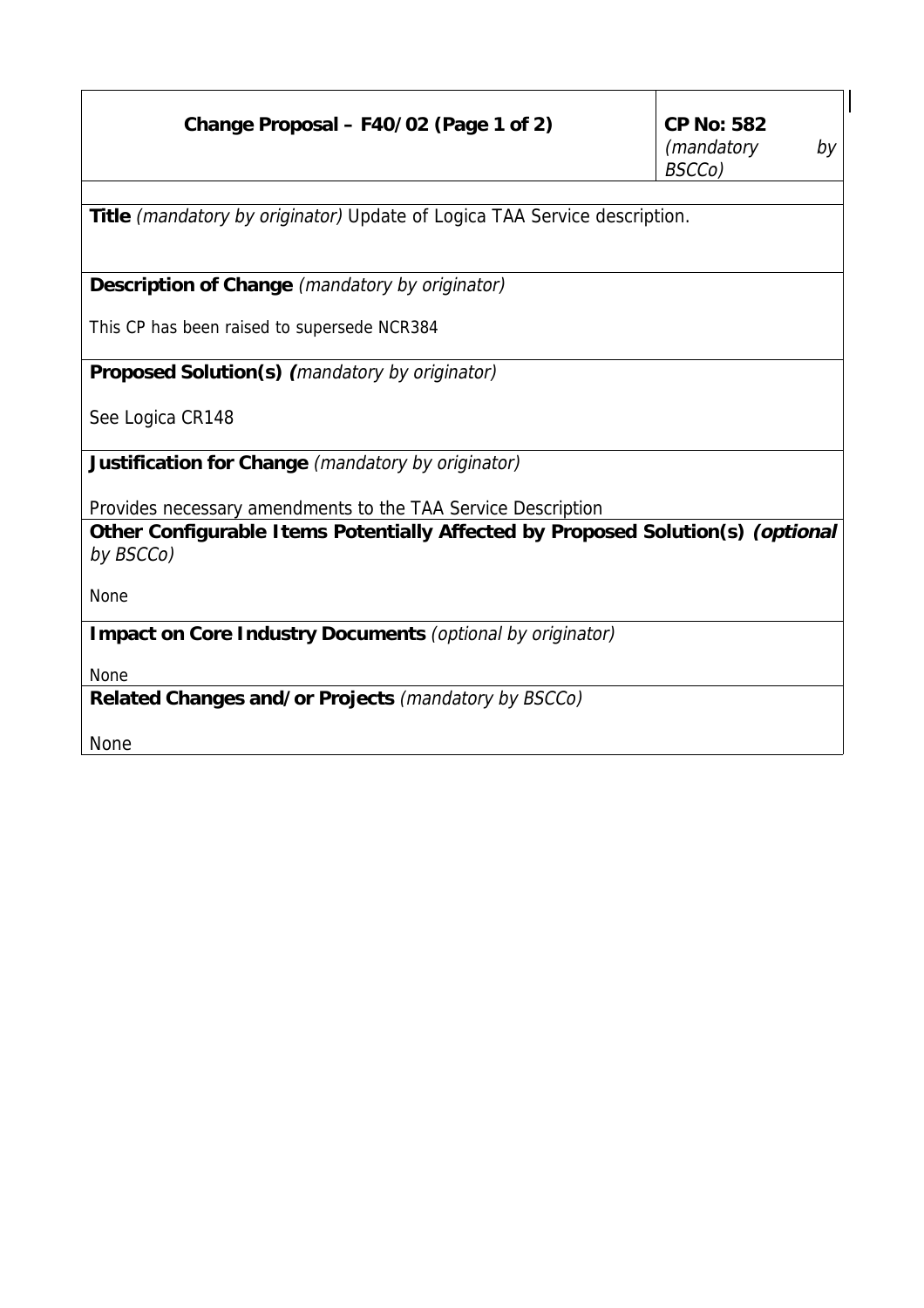| Change Proposal – F40/02 (Page 1 of 2) | **CP No: 582** *(mandatory by BSCCo)* |
|---|---|

**Title** *(mandatory by originator)* Update of Logica TAA Service description.

**Description of Change** *(mandatory by originator)*

This CP has been raised to supersede NCR384

**Proposed Solution(s)** *(mandatory by originator)*

See Logica CR148

**Justification for Change** *(mandatory by originator)*

Provides necessary amendments to the TAA Service Description

**Other Configurable Items Potentially Affected by Proposed Solution(s)** ***(optional** by BSCCo)*

None

**Impact on Core Industry Documents** *(optional by originator)*

None

**Related Changes and/or Projects** *(mandatory by BSCCo)*

None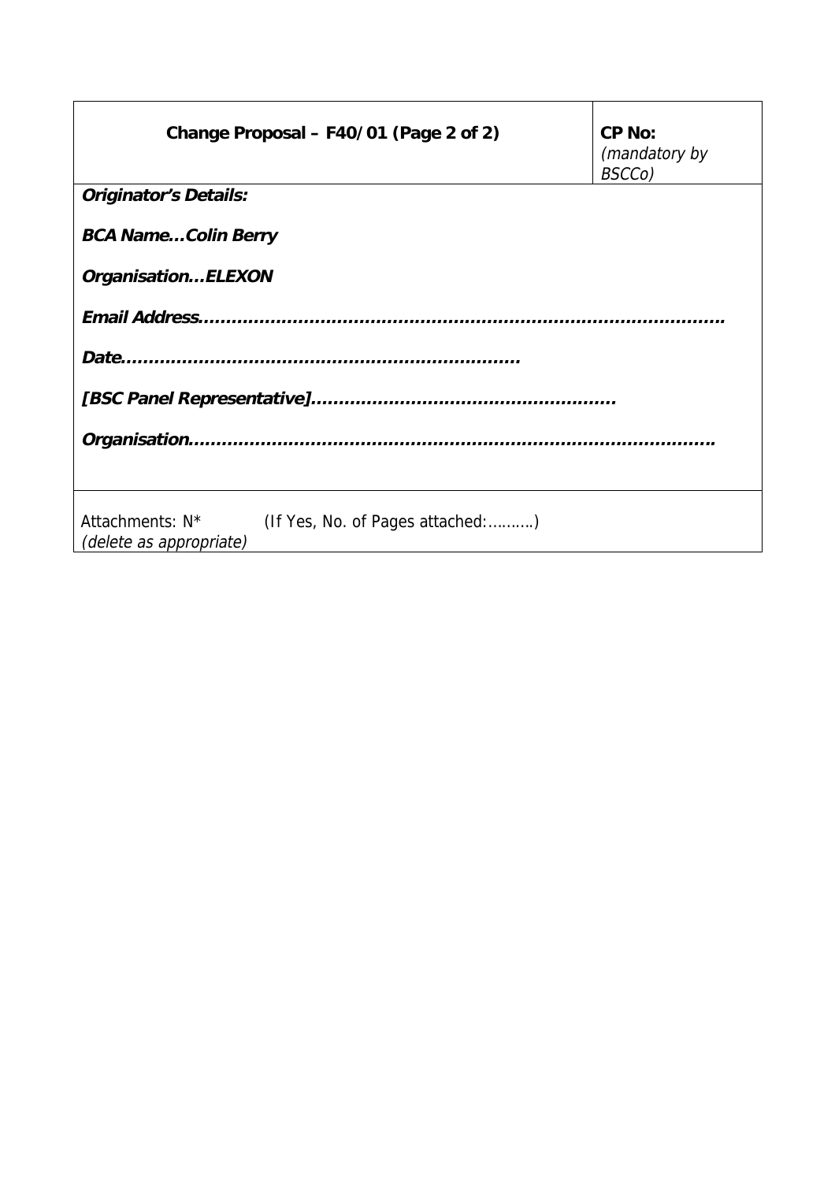| Change Proposal – F40/01 (Page 2 of 2) | **CP No:** *(mandatory by BSCCo)* |
|---|---|
| ***Originator's Details:***<br><br>***BCA Name…Colin Berry***<br><br>***Organisation…ELEXON***<br><br>***Email Address………………………………………………………………………………….***<br><br>***Date……………………………………………………………***<br><br>***[BSC Panel Representative]……………………………………………***<br><br>***Organisation………………………………………………………………………………….*** | |
| Attachments: N* (If Yes, No. of Pages attached:……….)<br>*(delete as appropriate)* | |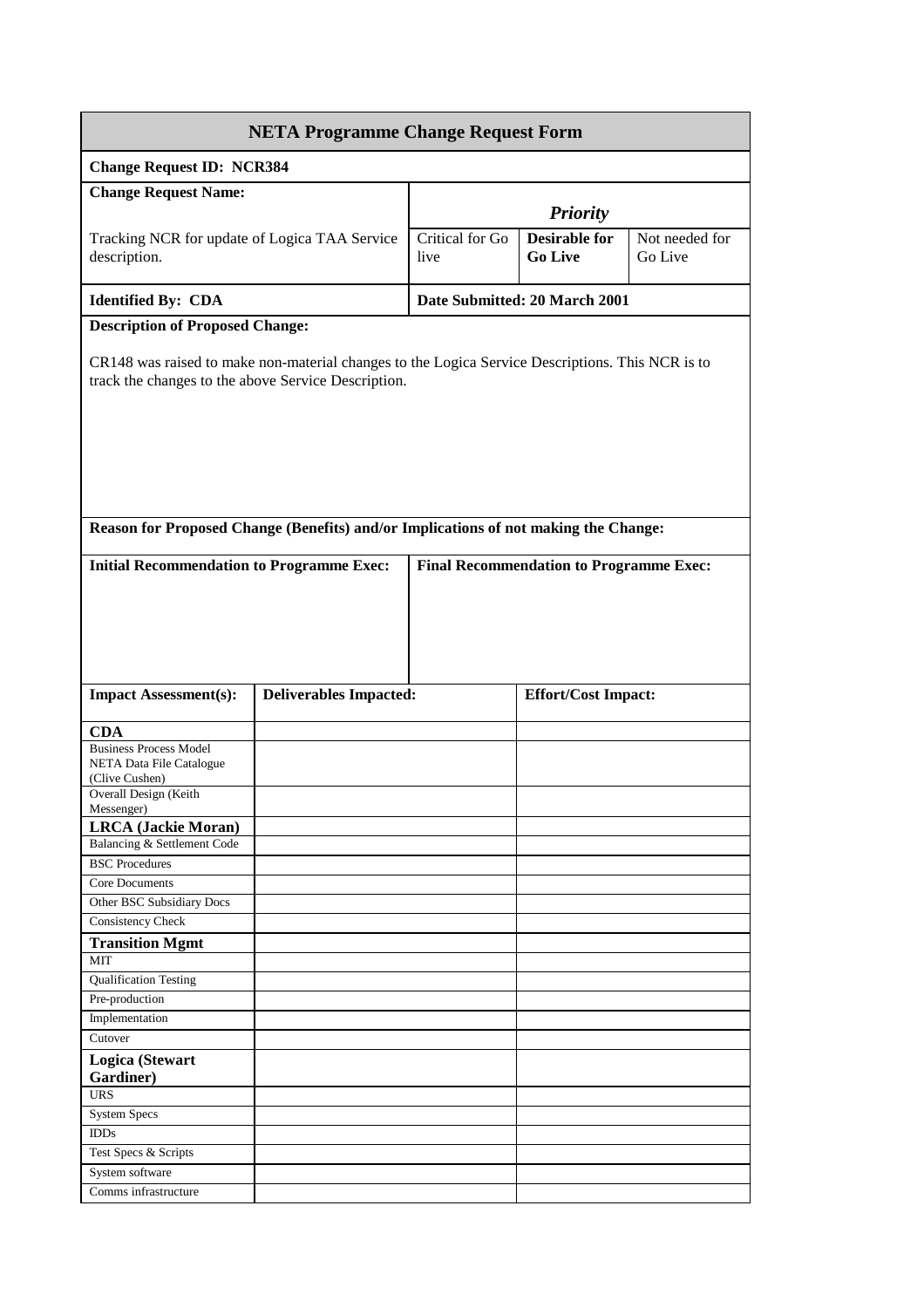| **NETA Programme Change Request Form** | | | | |
|---|---|---|---|---|
| **Change Request ID: NCR384** | | | | |
| **Change Request Name:** | | ***Priority*** | | |
| Tracking NCR for update of Logica TAA Service description. | | Critical for Go live | **Desirable for Go Live** | Not needed for Go Live |
| **Identified By: CDA** | | **Date Submitted: 20 March 2001** | | |

**Description of Proposed Change:**

CR148 was raised to make non-material changes to the Logica Service Descriptions. This NCR is to track the changes to the above Service Description.

**Reason for Proposed Change (Benefits) and/or Implications of not making the Change:**

| **Initial Recommendation to Programme Exec:** | **Final Recommendation to Programme Exec:** |
|---|---|
| | |

| **Impact Assessment(s):** | **Deliverables Impacted:** | **Effort/Cost Impact:** |
|---|---|---|
| **CDA** | | |
| Business Process Model NETA Data File Catalogue (Clive Cushen) | | |
| Overall Design (Keith Messenger) | | |
| **LRCA (Jackie Moran)** | | |
| Balancing & Settlement Code | | |
| BSC Procedures | | |
| Core Documents | | |
| Other BSC Subsidiary Docs | | |
| Consistency Check | | |
| **Transition Mgmt** | | |
| MIT | | |
| Qualification Testing | | |
| Pre-production | | |
| Implementation | | |
| Cutover | | |
| **Logica (Stewart Gardiner)** | | |
| URS | | |
| System Specs | | |
| IDDs | | |
| Test Specs & Scripts | | |
| System software | | |
| Comms infrastructure | | |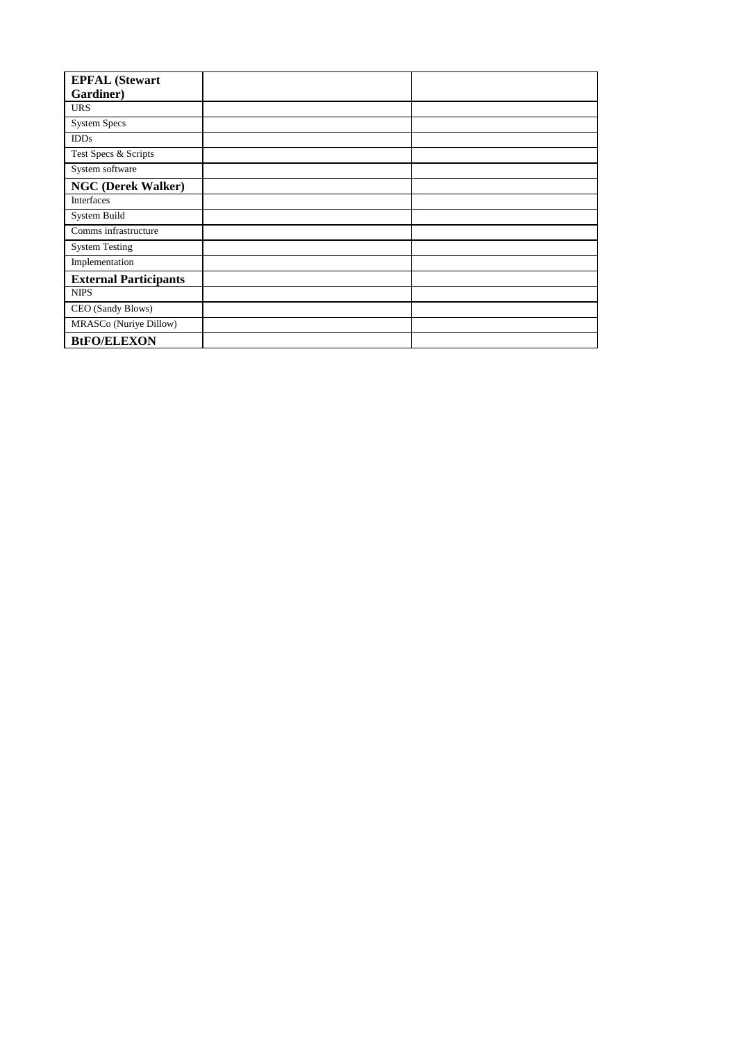| | | |
|---|---|---|
| **EPFAL (Stewart Gardiner)** | | |
| URS | | |
| System Specs | | |
| IDDs | | |
| Test Specs & Scripts | | |
| System software | | |
| **NGC (Derek Walker)** | | |
| Interfaces | | |
| System Build | | |
| Comms infrastructure | | |
| System Testing | | |
| Implementation | | |
| **External Participants** | | |
| NIPS | | |
| CEO (Sandy Blows) | | |
| MRASCo (Nuriye Dillow) | | |
| **BtFO/ELEXON** | | |